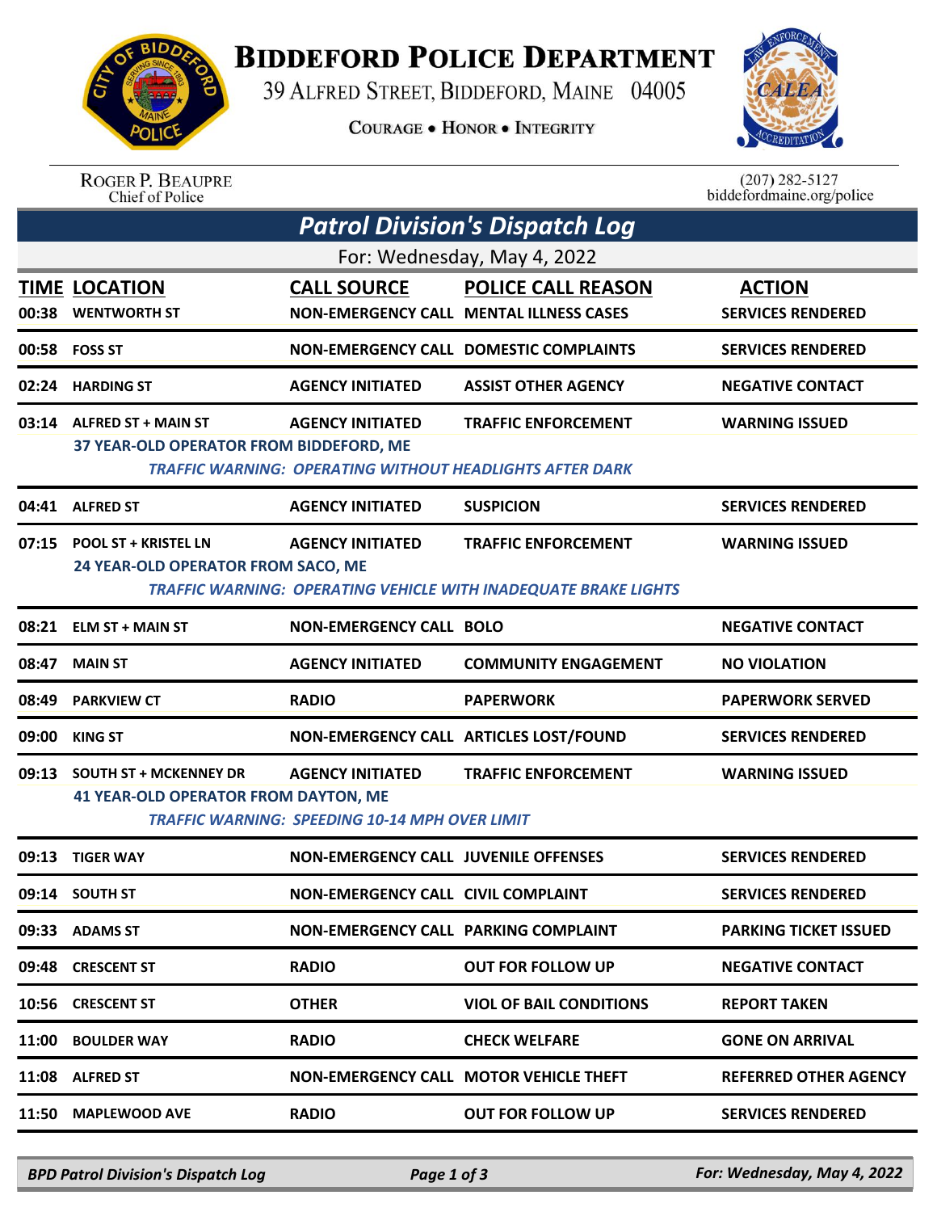# BIDDEFORD POLICE DEPARTMENT

39 ALFRED STREET, BIDDEFORD, MAINE 04005

COURAGE • HONOR • INTEGRITY

ROGER P. BEAUPRE
Chief of Police

(207) 282-5127
biddefordmaine.org/police

## Patrol Division's Dispatch Log

For: Wednesday, May 4, 2022

| TIME | LOCATION | CALL SOURCE | POLICE CALL REASON | ACTION |
|---|---|---|---|---|
| 00:38 | WENTWORTH ST | NON-EMERGENCY CALL | MENTAL ILLNESS CASES | SERVICES RENDERED |
| 00:58 | FOSS ST | NON-EMERGENCY CALL | DOMESTIC COMPLAINTS | SERVICES RENDERED |
| 02:24 | HARDING ST | AGENCY INITIATED | ASSIST OTHER AGENCY | NEGATIVE CONTACT |
| 03:14 | ALFRED ST + MAIN ST | AGENCY INITIATED | TRAFFIC ENFORCEMENT | WARNING ISSUED |
| | 37 YEAR-OLD OPERATOR FROM BIDDEFORD, ME<br>*TRAFFIC WARNING: OPERATING WITHOUT HEADLIGHTS AFTER DARK* | | | |
| 04:41 | ALFRED ST | AGENCY INITIATED | SUSPICION | SERVICES RENDERED |
| 07:15 | POOL ST + KRISTEL LN | AGENCY INITIATED | TRAFFIC ENFORCEMENT | WARNING ISSUED |
| | 24 YEAR-OLD OPERATOR FROM SACO, ME<br>*TRAFFIC WARNING: OPERATING VEHICLE WITH INADEQUATE BRAKE LIGHTS* | | | |
| 08:21 | ELM ST + MAIN ST | NON-EMERGENCY CALL | BOLO | NEGATIVE CONTACT |
| 08:47 | MAIN ST | AGENCY INITIATED | COMMUNITY ENGAGEMENT | NO VIOLATION |
| 08:49 | PARKVIEW CT | RADIO | PAPERWORK | PAPERWORK SERVED |
| 09:00 | KING ST | NON-EMERGENCY CALL | ARTICLES LOST/FOUND | SERVICES RENDERED |
| 09:13 | SOUTH ST + MCKENNEY DR | AGENCY INITIATED | TRAFFIC ENFORCEMENT | WARNING ISSUED |
| | 41 YEAR-OLD OPERATOR FROM DAYTON, ME<br>*TRAFFIC WARNING: SPEEDING 10-14 MPH OVER LIMIT* | | | |
| 09:13 | TIGER WAY | NON-EMERGENCY CALL | JUVENILE OFFENSES | SERVICES RENDERED |
| 09:14 | SOUTH ST | NON-EMERGENCY CALL | CIVIL COMPLAINT | SERVICES RENDERED |
| 09:33 | ADAMS ST | NON-EMERGENCY CALL | PARKING COMPLAINT | PARKING TICKET ISSUED |
| 09:48 | CRESCENT ST | RADIO | OUT FOR FOLLOW UP | NEGATIVE CONTACT |
| 10:56 | CRESCENT ST | OTHER | VIOL OF BAIL CONDITIONS | REPORT TAKEN |
| 11:00 | BOULDER WAY | RADIO | CHECK WELFARE | GONE ON ARRIVAL |
| 11:08 | ALFRED ST | NON-EMERGENCY CALL | MOTOR VEHICLE THEFT | REFERRED OTHER AGENCY |
| 11:50 | MAPLEWOOD AVE | RADIO | OUT FOR FOLLOW UP | SERVICES RENDERED |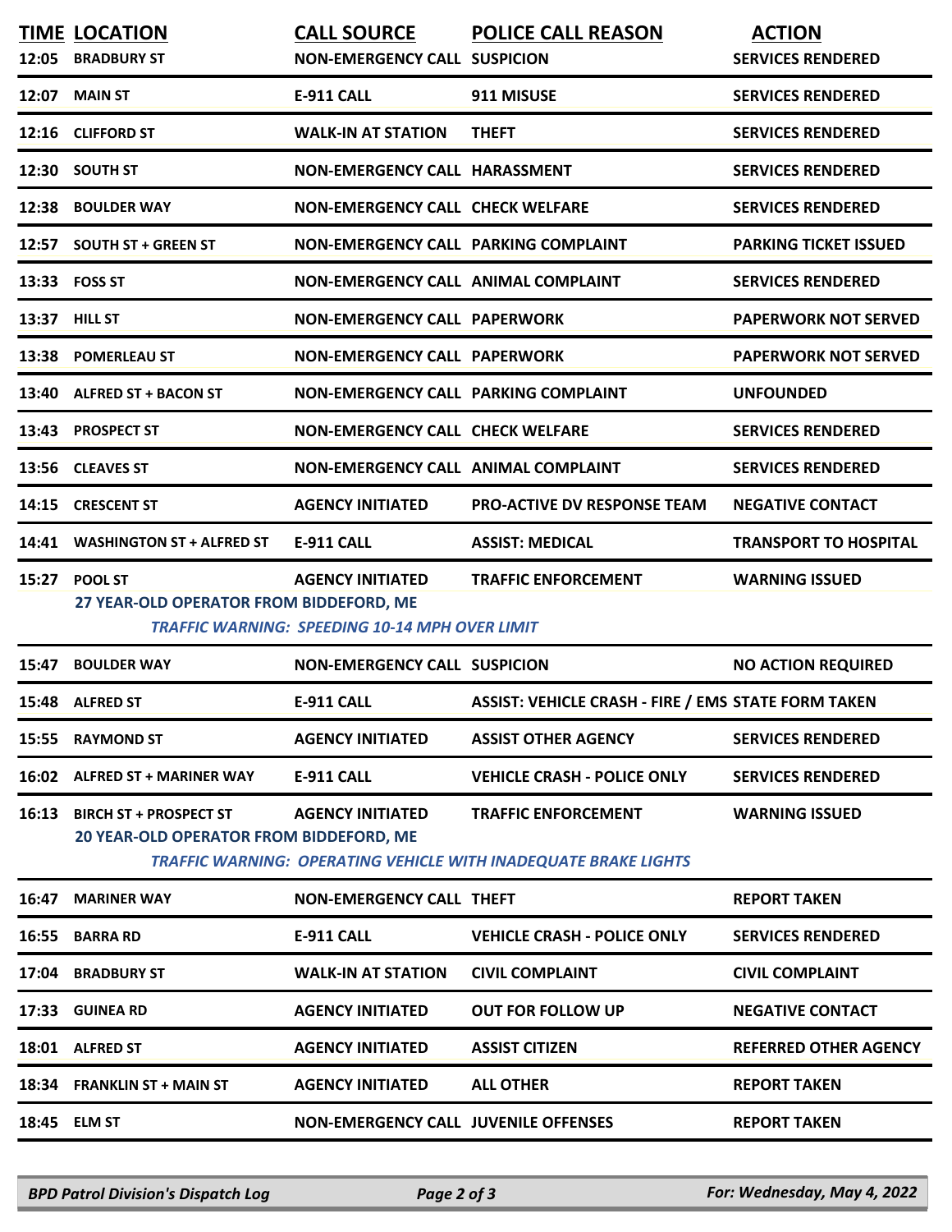| TIME | LOCATION | CALL SOURCE | POLICE CALL REASON | ACTION |
|---|---|---|---|---|
| 12:05 | BRADBURY ST | NON-EMERGENCY CALL | SUSPICION | SERVICES RENDERED |
| 12:07 | MAIN ST | E-911 CALL | 911 MISUSE | SERVICES RENDERED |
| 12:16 | CLIFFORD ST | WALK-IN AT STATION | THEFT | SERVICES RENDERED |
| 12:30 | SOUTH ST | NON-EMERGENCY CALL | HARASSMENT | SERVICES RENDERED |
| 12:38 | BOULDER WAY | NON-EMERGENCY CALL | CHECK WELFARE | SERVICES RENDERED |
| 12:57 | SOUTH ST + GREEN ST | NON-EMERGENCY CALL | PARKING COMPLAINT | PARKING TICKET ISSUED |
| 13:33 | FOSS ST | NON-EMERGENCY CALL | ANIMAL COMPLAINT | SERVICES RENDERED |
| 13:37 | HILL ST | NON-EMERGENCY CALL | PAPERWORK | PAPERWORK NOT SERVED |
| 13:38 | POMERLEAU ST | NON-EMERGENCY CALL | PAPERWORK | PAPERWORK NOT SERVED |
| 13:40 | ALFRED ST + BACON ST | NON-EMERGENCY CALL | PARKING COMPLAINT | UNFOUNDED |
| 13:43 | PROSPECT ST | NON-EMERGENCY CALL | CHECK WELFARE | SERVICES RENDERED |
| 13:56 | CLEAVES ST | NON-EMERGENCY CALL | ANIMAL COMPLAINT | SERVICES RENDERED |
| 14:15 | CRESCENT ST | AGENCY INITIATED | PRO-ACTIVE DV RESPONSE TEAM | NEGATIVE CONTACT |
| 14:41 | WASHINGTON ST + ALFRED ST | E-911 CALL | ASSIST: MEDICAL | TRANSPORT TO HOSPITAL |
| 15:27 | POOL ST | AGENCY INITIATED | TRAFFIC ENFORCEMENT | WARNING ISSUED |
| | 27 YEAR-OLD OPERATOR FROM BIDDEFORD, ME | | | |
| | *TRAFFIC WARNING: SPEEDING 10-14 MPH OVER LIMIT* | | | |
| 15:47 | BOULDER WAY | NON-EMERGENCY CALL | SUSPICION | NO ACTION REQUIRED |
| 15:48 | ALFRED ST | E-911 CALL | ASSIST: VEHICLE CRASH - FIRE / EMS | STATE FORM TAKEN |
| 15:55 | RAYMOND ST | AGENCY INITIATED | ASSIST OTHER AGENCY | SERVICES RENDERED |
| 16:02 | ALFRED ST + MARINER WAY | E-911 CALL | VEHICLE CRASH - POLICE ONLY | SERVICES RENDERED |
| 16:13 | BIRCH ST + PROSPECT ST | AGENCY INITIATED | TRAFFIC ENFORCEMENT | WARNING ISSUED |
| | 20 YEAR-OLD OPERATOR FROM BIDDEFORD, ME | | | |
| | *TRAFFIC WARNING: OPERATING VEHICLE WITH INADEQUATE BRAKE LIGHTS* | | | |
| 16:47 | MARINER WAY | NON-EMERGENCY CALL | THEFT | REPORT TAKEN |
| 16:55 | BARRA RD | E-911 CALL | VEHICLE CRASH - POLICE ONLY | SERVICES RENDERED |
| 17:04 | BRADBURY ST | WALK-IN AT STATION | CIVIL COMPLAINT | CIVIL COMPLAINT |
| 17:33 | GUINEA RD | AGENCY INITIATED | OUT FOR FOLLOW UP | NEGATIVE CONTACT |
| 18:01 | ALFRED ST | AGENCY INITIATED | ASSIST CITIZEN | REFERRED OTHER AGENCY |
| 18:34 | FRANKLIN ST + MAIN ST | AGENCY INITIATED | ALL OTHER | REPORT TAKEN |
| 18:45 | ELM ST | NON-EMERGENCY CALL | JUVENILE OFFENSES | REPORT TAKEN |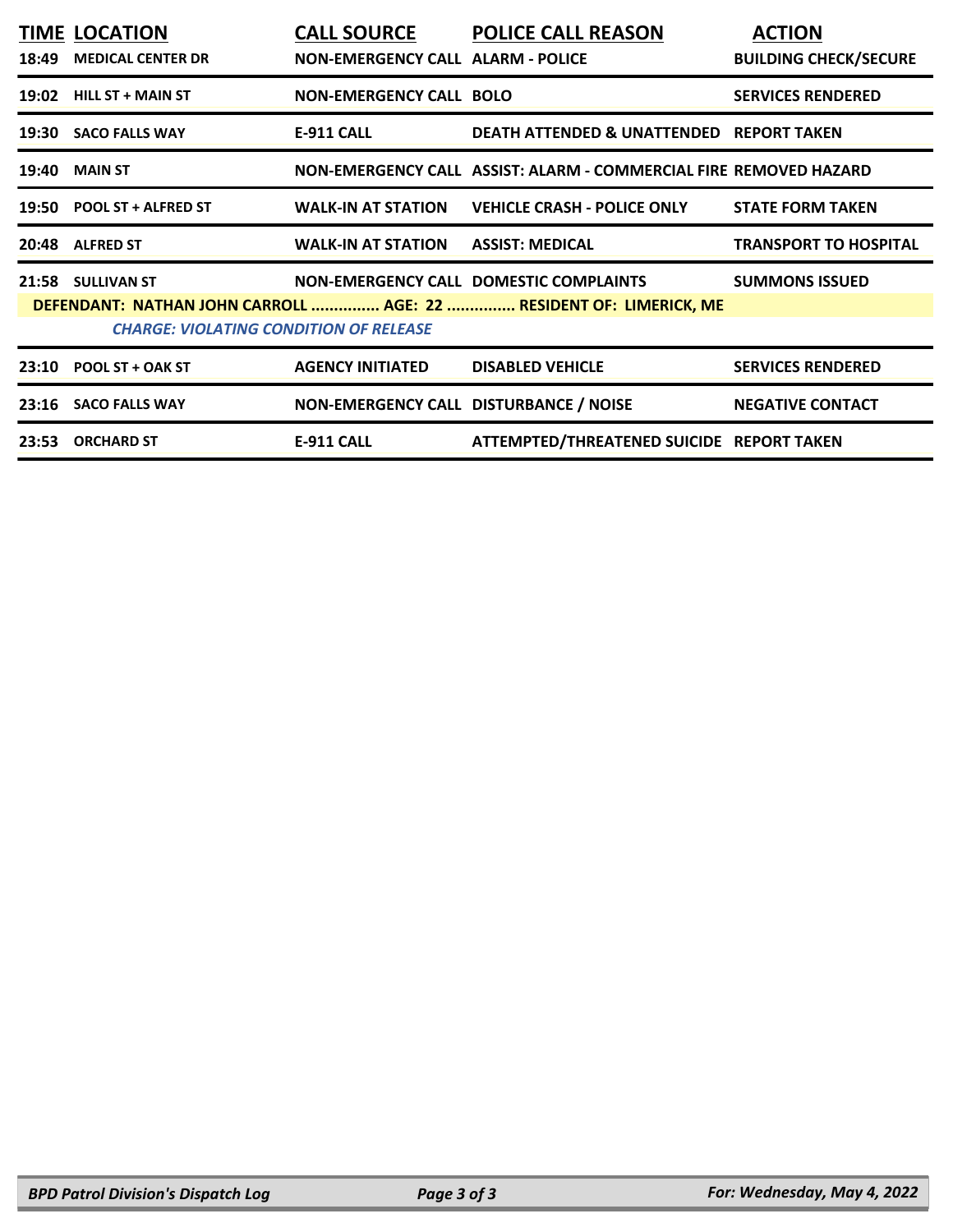| TIME | LOCATION | CALL SOURCE | POLICE CALL REASON | ACTION |
|---|---|---|---|---|
| 18:49 | MEDICAL CENTER DR | NON-EMERGENCY CALL | ALARM - POLICE | BUILDING CHECK/SECURE |
| 19:02 | HILL ST + MAIN ST | NON-EMERGENCY CALL | BOLO | SERVICES RENDERED |
| 19:30 | SACO FALLS WAY | E-911 CALL | DEATH ATTENDED & UNATTENDED | REPORT TAKEN |
| 19:40 | MAIN ST | NON-EMERGENCY CALL | ASSIST: ALARM - COMMERCIAL FIRE | REMOVED HAZARD |
| 19:50 | POOL ST + ALFRED ST | WALK-IN AT STATION | VEHICLE CRASH - POLICE ONLY | STATE FORM TAKEN |
| 20:48 | ALFRED ST | WALK-IN AT STATION | ASSIST: MEDICAL | TRANSPORT TO HOSPITAL |
| 21:58 | SULLIVAN ST | NON-EMERGENCY CALL | DOMESTIC COMPLAINTS | SUMMONS ISSUED |
| | DEFENDANT: NATHAN JOHN CARROLL ............... AGE: 22 ............... RESIDENT OF: LIMERICK, ME | | | |
| | *CHARGE: VIOLATING CONDITION OF RELEASE* | | | |
| 23:10 | POOL ST + OAK ST | AGENCY INITIATED | DISABLED VEHICLE | SERVICES RENDERED |
| 23:16 | SACO FALLS WAY | NON-EMERGENCY CALL | DISTURBANCE / NOISE | NEGATIVE CONTACT |
| 23:53 | ORCHARD ST | E-911 CALL | ATTEMPTED/THREATENED SUICIDE | REPORT TAKEN |